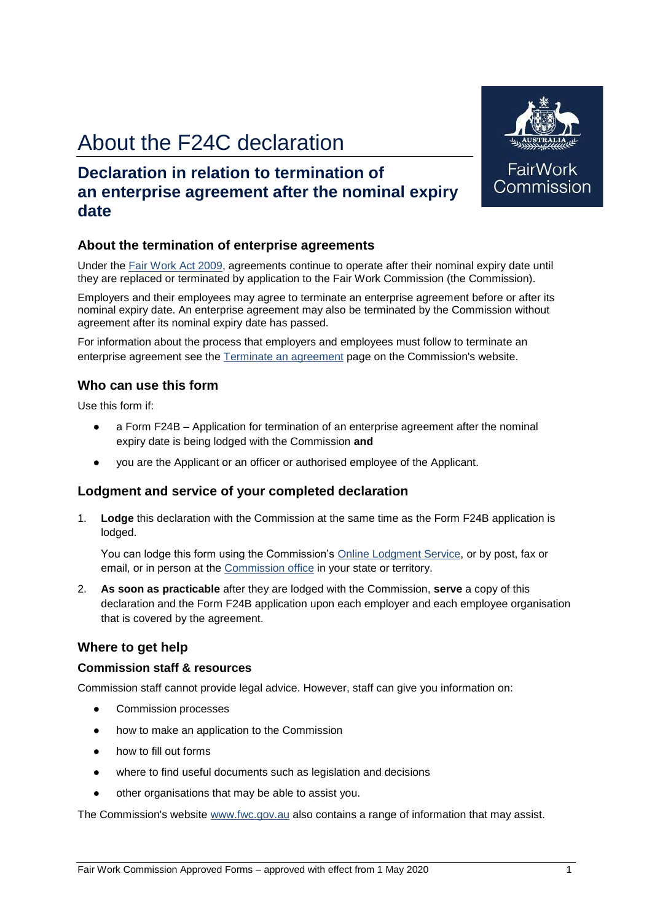# About the F24C declaration

## Declaration in relation to termination of an enterprise agreement after the nominal expiry date

### About the termination of enterprise agreements

Under the Fair Work Act 2009, agreements continue to operate after their nominal expiry date until they are replaced or terminated by application to the Fair Work Commission (the Commission).

Employers and their employees may agree to terminate an enterprise agreement before or after its nominal expiry date. An enterprise agreement may also be terminated by the Commission without agreement after its nominal expiry date has passed.

For information about the process that employers and employees must follow to terminate an enterprise agreement see the Terminate an agreement page on the Commission's website.

### Who can use this form

Use this form if:

- a Form F24B – Application for termination of an enterprise agreement after the nominal expiry date is being lodged with the Commission **and**
- you are the Applicant or an officer or authorised employee of the Applicant.

### Lodgment and service of your completed declaration

1. **Lodge** this declaration with the Commission at the same time as the Form F24B application is lodged.

   You can lodge this form using the Commission's Online Lodgment Service, or by post, fax or email, or in person at the Commission office in your state or territory.

2. **As soon as practicable** after they are lodged with the Commission, **serve** a copy of this declaration and the Form F24B application upon each employer and each employee organisation that is covered by the agreement.

### Where to get help

#### Commission staff & resources

Commission staff cannot provide legal advice. However, staff can give you information on:

- Commission processes
- how to make an application to the Commission
- how to fill out forms
- where to find useful documents such as legislation and decisions
- other organisations that may be able to assist you.

The Commission's website www.fwc.gov.au also contains a range of information that may assist.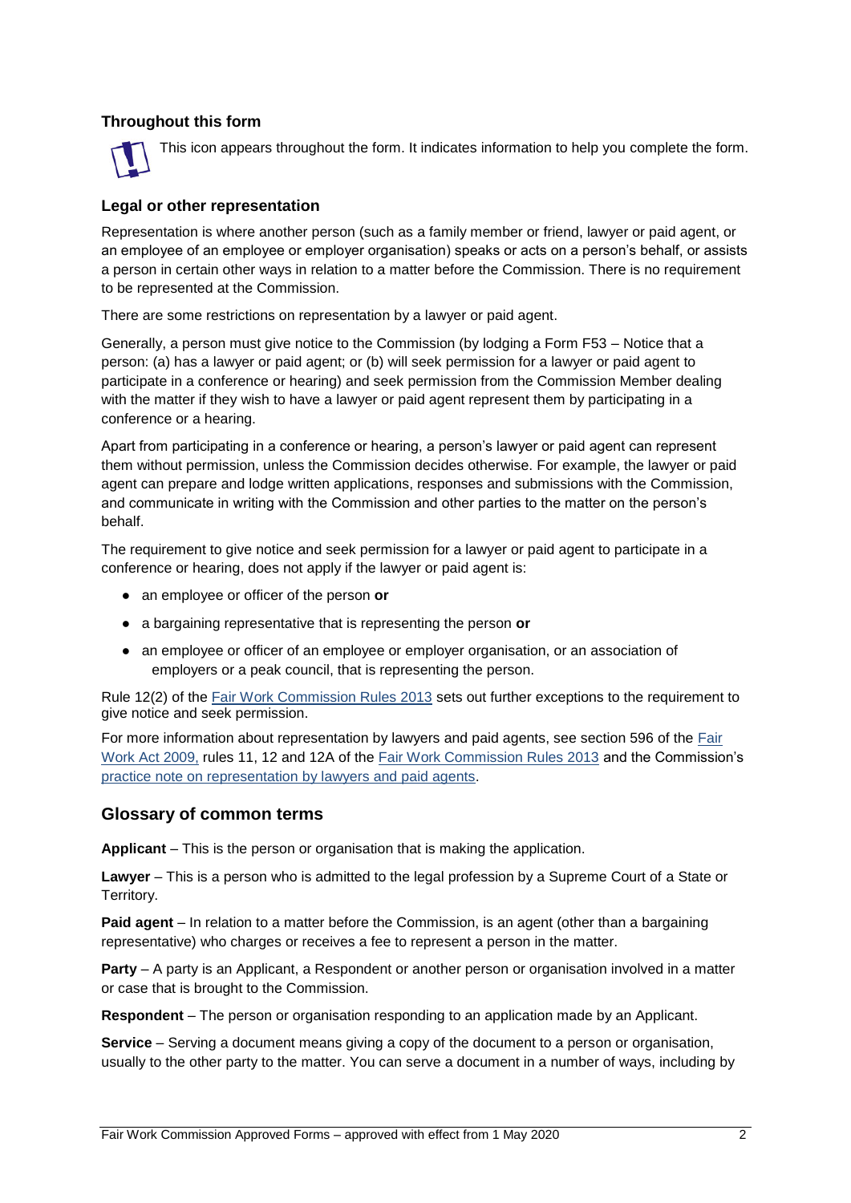### Throughout this form

This icon appears throughout the form. It indicates information to help you complete the form.

### Legal or other representation

Representation is where another person (such as a family member or friend, lawyer or paid agent, or an employee of an employee or employer organisation) speaks or acts on a person's behalf, or assists a person in certain other ways in relation to a matter before the Commission. There is no requirement to be represented at the Commission.

There are some restrictions on representation by a lawyer or paid agent.

Generally, a person must give notice to the Commission (by lodging a Form F53 – Notice that a person: (a) has a lawyer or paid agent; or (b) will seek permission for a lawyer or paid agent to participate in a conference or hearing) and seek permission from the Commission Member dealing with the matter if they wish to have a lawyer or paid agent represent them by participating in a conference or a hearing.

Apart from participating in a conference or hearing, a person's lawyer or paid agent can represent them without permission, unless the Commission decides otherwise. For example, the lawyer or paid agent can prepare and lodge written applications, responses and submissions with the Commission, and communicate in writing with the Commission and other parties to the matter on the person's behalf.

The requirement to give notice and seek permission for a lawyer or paid agent to participate in a conference or hearing, does not apply if the lawyer or paid agent is:

- an employee or officer of the person **or**
- a bargaining representative that is representing the person **or**
- an employee or officer of an employee or employer organisation, or an association of employers or a peak council, that is representing the person.

Rule 12(2) of the Fair Work Commission Rules 2013 sets out further exceptions to the requirement to give notice and seek permission.

For more information about representation by lawyers and paid agents, see section 596 of the Fair Work Act 2009, rules 11, 12 and 12A of the Fair Work Commission Rules 2013 and the Commission's practice note on representation by lawyers and paid agents.

## Glossary of common terms

**Applicant** – This is the person or organisation that is making the application.

**Lawyer** – This is a person who is admitted to the legal profession by a Supreme Court of a State or Territory.

**Paid agent** – In relation to a matter before the Commission, is an agent (other than a bargaining representative) who charges or receives a fee to represent a person in the matter.

**Party** – A party is an Applicant, a Respondent or another person or organisation involved in a matter or case that is brought to the Commission.

**Respondent** – The person or organisation responding to an application made by an Applicant.

**Service** – Serving a document means giving a copy of the document to a person or organisation, usually to the other party to the matter. You can serve a document in a number of ways, including by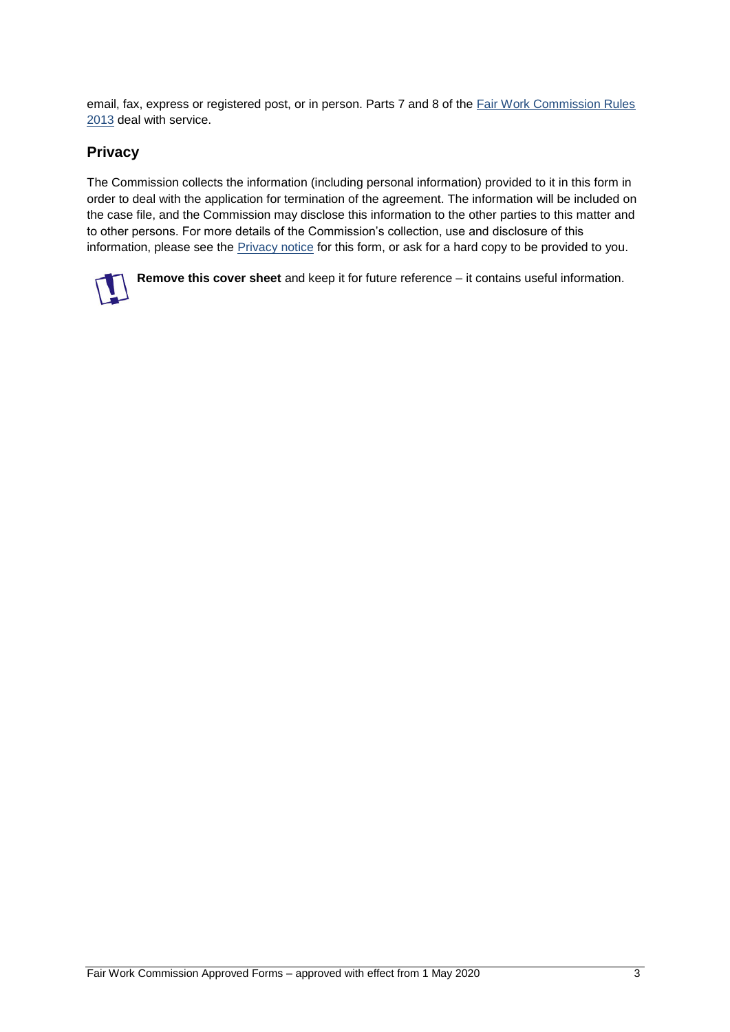email, fax, express or registered post, or in person. Parts 7 and 8 of the Fair Work Commission Rules 2013 deal with service.

## Privacy

The Commission collects the information (including personal information) provided to it in this form in order to deal with the application for termination of the agreement. The information will be included on the case file, and the Commission may disclose this information to the other parties to this matter and to other persons. For more details of the Commission's collection, use and disclosure of this information, please see the Privacy notice for this form, or ask for a hard copy to be provided to you.

**Remove this cover sheet** and keep it for future reference – it contains useful information.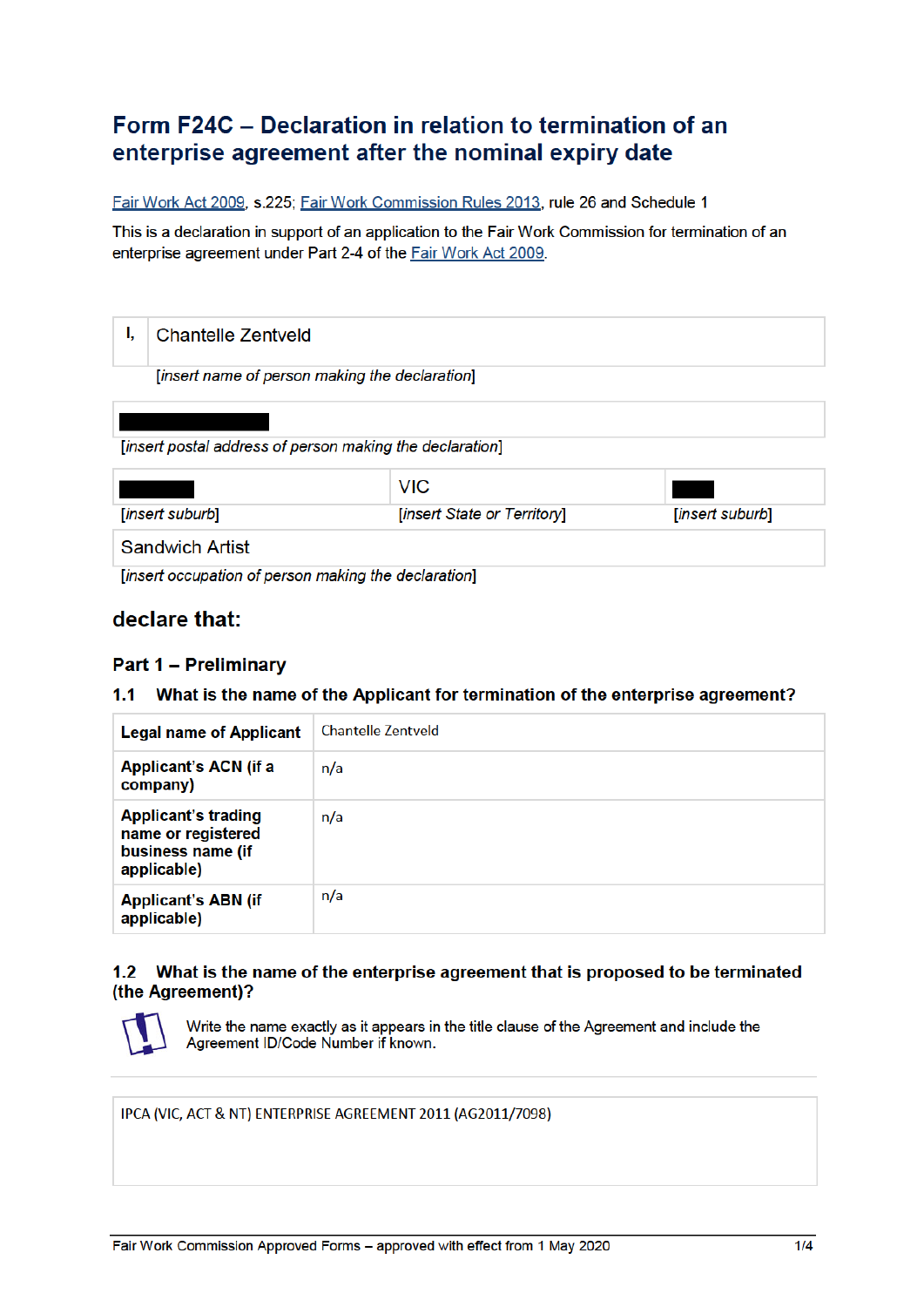# Form F24C – Declaration in relation to termination of an enterprise agreement after the nominal expiry date

Fair Work Act 2009, s.225; Fair Work Commission Rules 2013, rule 26 and Schedule 1

This is a declaration in support of an application to the Fair Work Commission for termination of an enterprise agreement under Part 2-4 of the Fair Work Act 2009.

| I, | Chantelle Zentveld |
|---|---|

*[insert name of person making the declaration]*

| ████████ |
|---|

*[insert postal address of person making the declaration]*

| ████ | VIC | ██ |
|---|---|---|
| *[insert suburb]* | *[insert State or Territory]* | *[insert suburb]* |

| Sandwich Artist |
|---|

*[insert occupation of person making the declaration]*

## declare that:

### Part 1 – Preliminary

#### 1.1 What is the name of the Applicant for termination of the enterprise agreement?

| **Legal name of Applicant** | Chantelle Zentveld |
|---|---|
| **Applicant's ACN (if a company)** | n/a |
| **Applicant's trading name or registered business name (if applicable)** | n/a |
| **Applicant's ABN (if applicable)** | n/a |

#### 1.2 What is the name of the enterprise agreement that is proposed to be terminated (the Agreement)?

Write the name exactly as it appears in the title clause of the Agreement and include the Agreement ID/Code Number if known.

| IPCA (VIC, ACT & NT) ENTERPRISE AGREEMENT 2011 (AG2011/7098) |
|---|

Fair Work Commission Approved Forms – approved with effect from 1 May 2020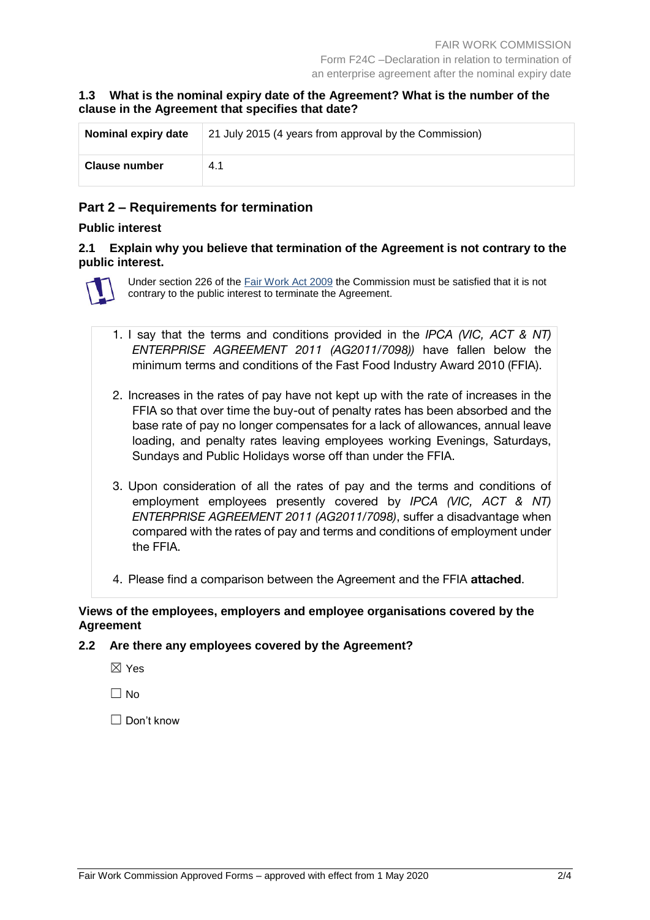### 1.3 What is the nominal expiry date of the Agreement? What is the number of the clause in the Agreement that specifies that date?

| | |
|---|---|
| **Nominal expiry date** | 21 July 2015 (4 years from approval by the Commission) |
| **Clause number** | 4.1 |

## Part 2 – Requirements for termination

### Public interest

### 2.1 Explain why you believe that termination of the Agreement is not contrary to the public interest.

Under section 226 of the Fair Work Act 2009 the Commission must be satisfied that it is not contrary to the public interest to terminate the Agreement.

1. I say that the terms and conditions provided in the *IPCA (VIC, ACT & NT) ENTERPRISE AGREEMENT 2011 (AG2011/7098))* have fallen below the minimum terms and conditions of the Fast Food Industry Award 2010 (FFIA).
2. Increases in the rates of pay have not kept up with the rate of increases in the FFIA so that over time the buy-out of penalty rates has been absorbed and the base rate of pay no longer compensates for a lack of allowances, annual leave loading, and penalty rates leaving employees working Evenings, Saturdays, Sundays and Public Holidays worse off than under the FFIA.
3. Upon consideration of all the rates of pay and the terms and conditions of employment employees presently covered by *IPCA (VIC, ACT & NT) ENTERPRISE AGREEMENT 2011 (AG2011/7098)*, suffer a disadvantage when compared with the rates of pay and terms and conditions of employment under the FFIA.
4. Please find a comparison between the Agreement and the FFIA **attached**.

### Views of the employees, employers and employee organisations covered by the Agreement

### 2.2 Are there any employees covered by the Agreement?

☒ Yes

☐ No

☐ Don't know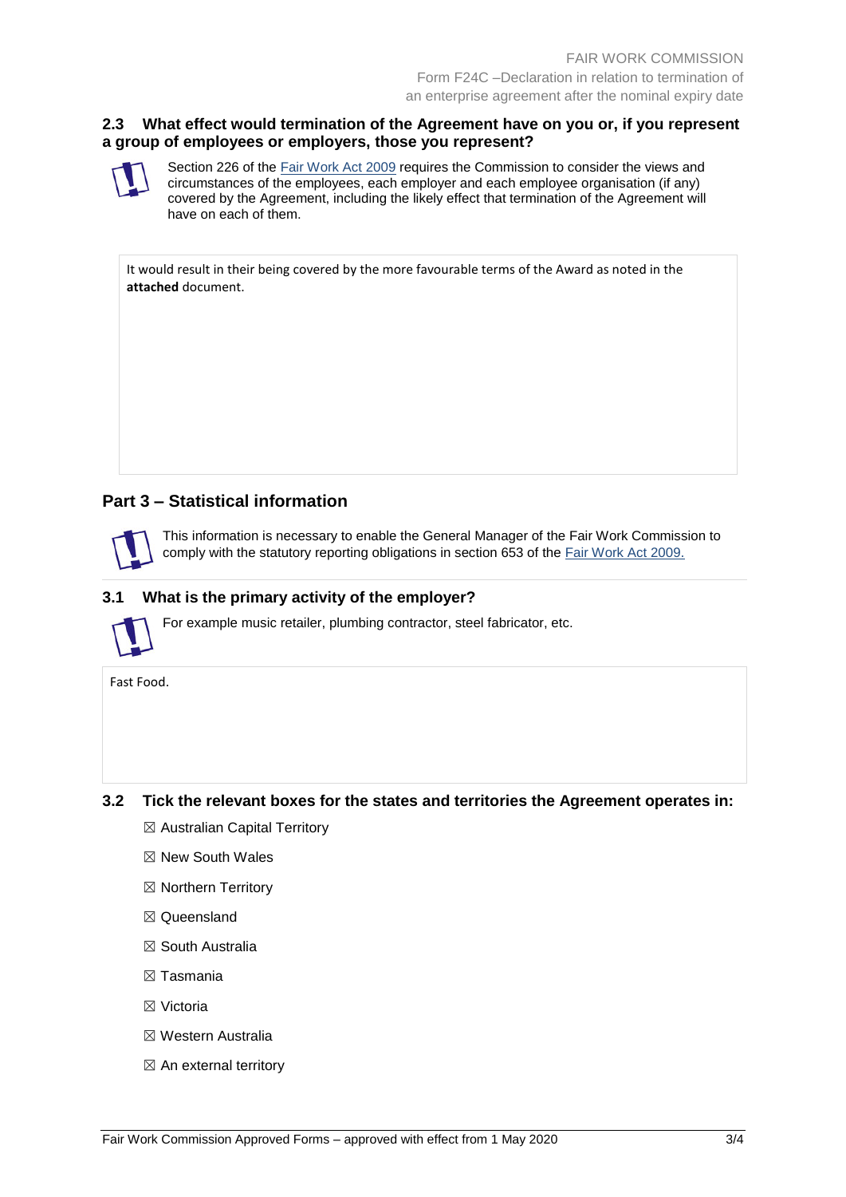### 2.3 What effect would termination of the Agreement have on you or, if you represent a group of employees or employers, those you represent?

Section 226 of the [Fair Work Act 2009] requires the Commission to consider the views and circumstances of the employees, each employer and each employee organisation (if any) covered by the Agreement, including the likely effect that termination of the Agreement will have on each of them.

It would result in their being covered by the more favourable terms of the Award as noted in the **attached** document.

## Part 3 – Statistical information

This information is necessary to enable the General Manager of the Fair Work Commission to comply with the statutory reporting obligations in section 653 of the [Fair Work Act 2009.]

### 3.1 What is the primary activity of the employer?

For example music retailer, plumbing contractor, steel fabricator, etc.

Fast Food.

### 3.2 Tick the relevant boxes for the states and territories the Agreement operates in:

☒ Australian Capital Territory

☒ New South Wales

☒ Northern Territory

☒ Queensland

☒ South Australia

☒ Tasmania

☒ Victoria

☒ Western Australia

☒ An external territory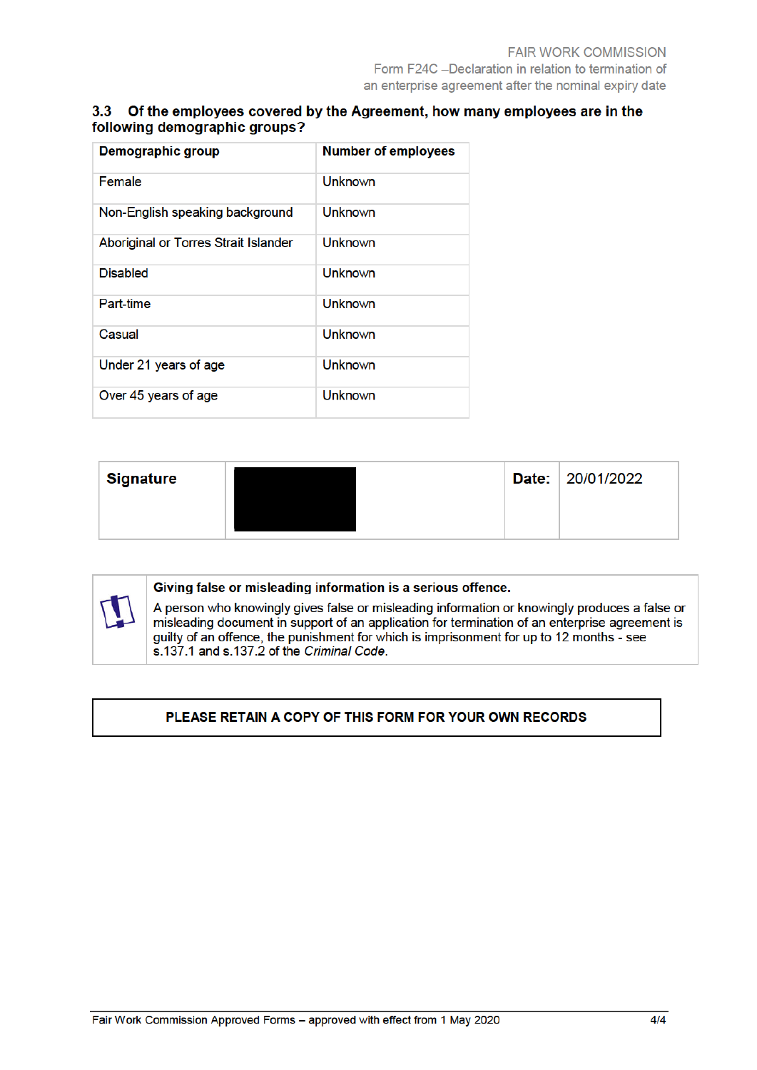### 3.3 Of the employees covered by the Agreement, how many employees are in the following demographic groups?

| Demographic group | Number of employees |
|---|---|
| Female | Unknown |
| Non-English speaking background | Unknown |
| Aboriginal or Torres Strait Islander | Unknown |
| Disabled | Unknown |
| Part-time | Unknown |
| Casual | Unknown |
| Under 21 years of age | Unknown |
| Over 45 years of age | Unknown |

| **Signature** | | **Date:** | 20/01/2022 |
|---|---|---|---|

**Giving false or misleading information is a serious offence.**

A person who knowingly gives false or misleading information or knowingly produces a false or misleading document in support of an application for termination of an enterprise agreement is guilty of an offence, the punishment for which is imprisonment for up to 12 months - see s.137.1 and s.137.2 of the *Criminal Code*.

**PLEASE RETAIN A COPY OF THIS FORM FOR YOUR OWN RECORDS**